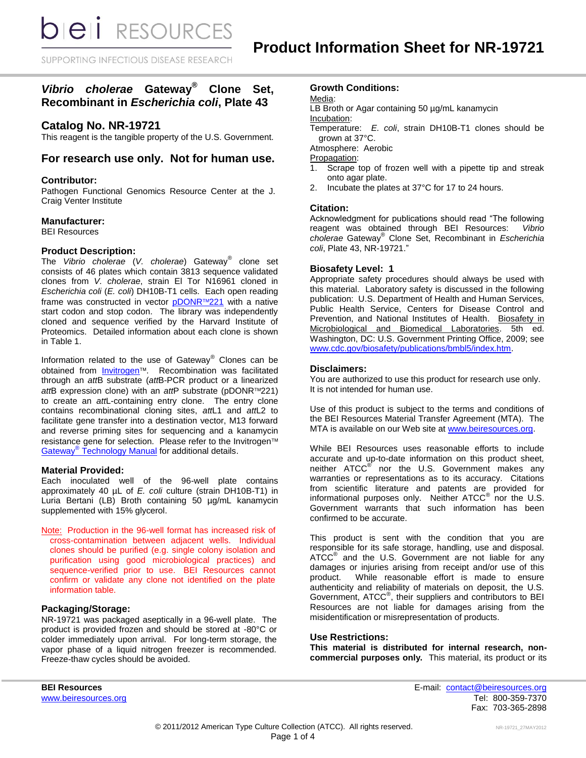# Product Information Sheet for NR-19721

## *Vibrio cholerae* Gateway® Clone Set, Recombinant in *Escherichia coli*, Plate 43

## Catalog No. NR-19721

This reagent is the tangible property of the U.S. Government.

## For research use only. Not for human use.

### Contributor:

Pathogen Functional Genomics Resource Center at the J. Craig Venter Institute

### Manufacturer:

BEI Resources

### Product Description:

The *Vibrio cholerae* (*V. cholerae*) Gateway® clone set consists of 46 plates which contain 3813 sequence validated clones from *V. cholerae*, strain El Tor N16961 cloned in *Escherichia coli* (*E. coli*) DH10B-T1 cells. Each open reading frame was constructed in vector pDONR™221 with a native start codon and stop codon. The library was independently cloned and sequence verified by the Harvard Institute of Proteomics. Detailed information about each clone is shown in Table 1.

Information related to the use of Gateway® Clones can be obtained from Invitrogen™. Recombination was facilitated through an *att*B substrate (*att*B-PCR product or a linearized *att*B expression clone) with an *att*P substrate (pDONR™221) to create an *att*L-containing entry clone. The entry clone contains recombinational cloning sites, *att*L1 and *att*L2 to facilitate gene transfer into a destination vector, M13 forward and reverse priming sites for sequencing and a kanamycin resistance gene for selection. Please refer to the Invitrogen™ Gateway® Technology Manual for additional details.

### Material Provided:

Each inoculated well of the 96-well plate contains approximately 40 µL of *E. coli* culture (strain DH10B-T1) in Luria Bertani (LB) Broth containing 50 µg/mL kanamycin supplemented with 15% glycerol.

Note: Production in the 96-well format has increased risk of cross-contamination between adjacent wells. Individual clones should be purified (e.g. single colony isolation and purification using good microbiological practices) and sequence-verified prior to use. BEI Resources cannot confirm or validate any clone not identified on the plate information table.

### Packaging/Storage:

NR-19721 was packaged aseptically in a 96-well plate. The product is provided frozen and should be stored at -80°C or colder immediately upon arrival. For long-term storage, the vapor phase of a liquid nitrogen freezer is recommended. Freeze-thaw cycles should be avoided.

### Growth Conditions:

Media:
LB Broth or Agar containing 50 µg/mL kanamycin

Incubation:
Temperature: *E. coli*, strain DH10B-T1 clones should be grown at 37°C.
Atmosphere: Aerobic

Propagation:
1. Scrape top of frozen well with a pipette tip and streak onto agar plate.
2. Incubate the plates at 37°C for 17 to 24 hours.

### Citation:

Acknowledgment for publications should read "The following reagent was obtained through BEI Resources: *Vibrio cholerae* Gateway® Clone Set, Recombinant in *Escherichia coli*, Plate 43, NR-19721."

### Biosafety Level: 1

Appropriate safety procedures should always be used with this material. Laboratory safety is discussed in the following publication: U.S. Department of Health and Human Services, Public Health Service, Centers for Disease Control and Prevention, and National Institutes of Health. Biosafety in Microbiological and Biomedical Laboratories. 5th ed. Washington, DC: U.S. Government Printing Office, 2009; see www.cdc.gov/biosafety/publications/bmbl5/index.htm.

### Disclaimers:

You are authorized to use this product for research use only. It is not intended for human use.

Use of this product is subject to the terms and conditions of the BEI Resources Material Transfer Agreement (MTA). The MTA is available on our Web site at www.beiresources.org.

While BEI Resources uses reasonable efforts to include accurate and up-to-date information on this product sheet, neither ATCC® nor the U.S. Government makes any warranties or representations as to its accuracy. Citations from scientific literature and patents are provided for informational purposes only. Neither ATCC® nor the U.S. Government warrants that such information has been confirmed to be accurate.

This product is sent with the condition that you are responsible for its safe storage, handling, use and disposal. ATCC® and the U.S. Government are not liable for any damages or injuries arising from receipt and/or use of this product. While reasonable effort is made to ensure authenticity and reliability of materials on deposit, the U.S. Government, ATCC®, their suppliers and contributors to BEI Resources are not liable for damages arising from the misidentification or misrepresentation of products.

### Use Restrictions:

**This material is distributed for internal research, non-commercial purposes only.** This material, its product or its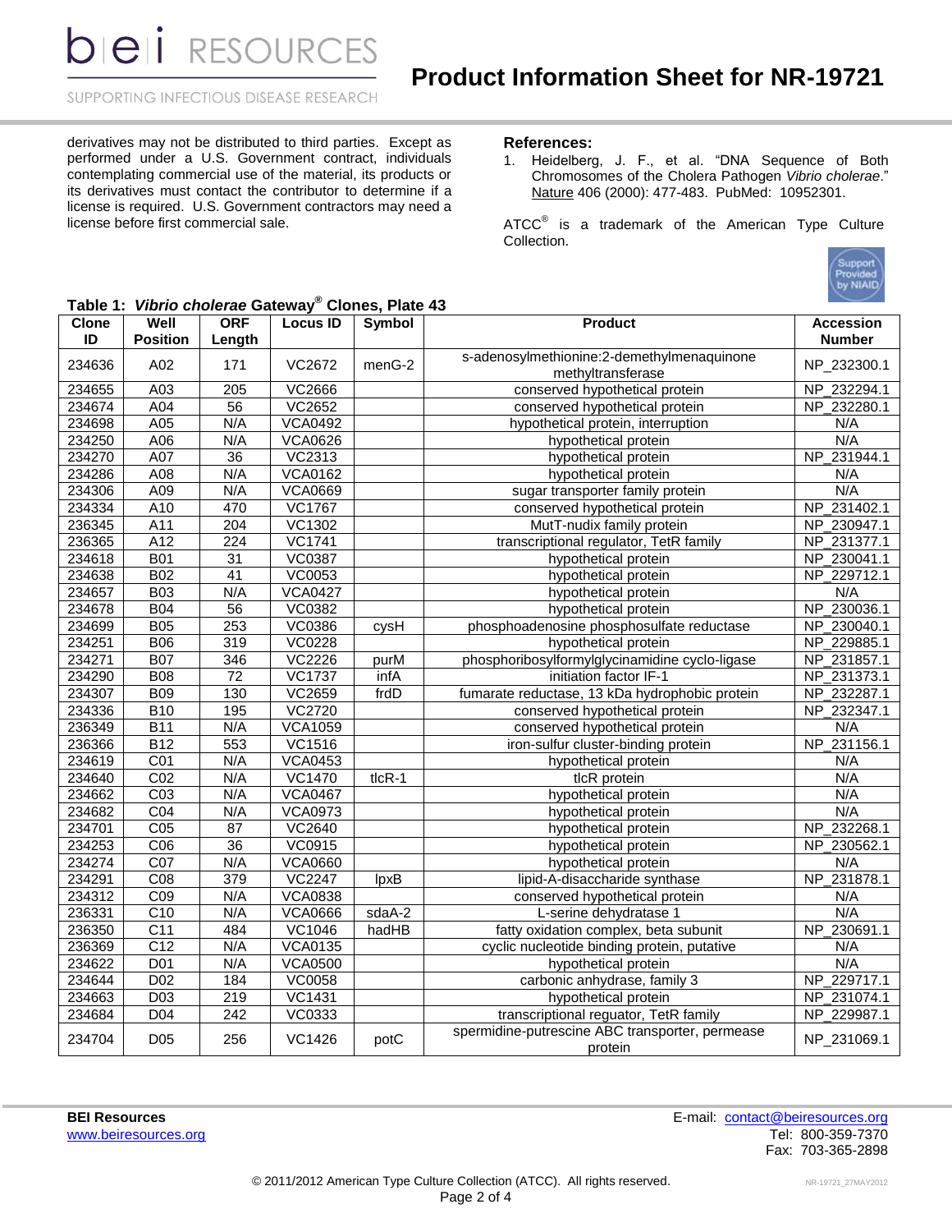derivatives may not be distributed to third parties. Except as performed under a U.S. Government contract, individuals contemplating commercial use of the material, its products or its derivatives must contact the contributor to determine if a license is required. U.S. Government contractors may need a license before first commercial sale.

**References:**

1. Heidelberg, J. F., et al. "DNA Sequence of Both Chromosomes of the Cholera Pathogen *Vibrio cholerae*." Nature 406 (2000): 477-483. PubMed: 10952301.

ATCC® is a trademark of the American Type Culture Collection.

**Table 1: *Vibrio cholerae* Gateway® Clones, Plate 43**

| Clone ID | Well Position | ORF Length | Locus ID | Symbol | Product | Accession Number |
|---|---|---|---|---|---|---|
| 234636 | A02 | 171 | VC2672 | menG-2 | s-adenosylmethionine:2-demethylmenaquinone methyltransferase | NP_232300.1 |
| 234655 | A03 | 205 | VC2666 | | conserved hypothetical protein | NP_232294.1 |
| 234674 | A04 | 56 | VC2652 | | conserved hypothetical protein | NP_232280.1 |
| 234698 | A05 | N/A | VCA0492 | | hypothetical protein, interruption | N/A |
| 234250 | A06 | N/A | VCA0626 | | hypothetical protein | N/A |
| 234270 | A07 | 36 | VC2313 | | hypothetical protein | NP_231944.1 |
| 234286 | A08 | N/A | VCA0162 | | hypothetical protein | N/A |
| 234306 | A09 | N/A | VCA0669 | | sugar transporter family protein | N/A |
| 234334 | A10 | 470 | VC1767 | | conserved hypothetical protein | NP_231402.1 |
| 236345 | A11 | 204 | VC1302 | | MutT-nudix family protein | NP_230947.1 |
| 236365 | A12 | 224 | VC1741 | | transcriptional regulator, TetR family | NP_231377.1 |
| 234618 | B01 | 31 | VC0387 | | hypothetical protein | NP_230041.1 |
| 234638 | B02 | 41 | VC0053 | | hypothetical protein | NP_229712.1 |
| 234657 | B03 | N/A | VCA0427 | | hypothetical protein | N/A |
| 234678 | B04 | 56 | VC0382 | | hypothetical protein | NP_230036.1 |
| 234699 | B05 | 253 | VC0386 | cysH | phosphoadenosine phosphosulfate reductase | NP_230040.1 |
| 234251 | B06 | 319 | VC0228 | | hypothetical protein | NP_229885.1 |
| 234271 | B07 | 346 | VC2226 | purM | phosphoribosylformylglycinamidine cyclo-ligase | NP_231857.1 |
| 234290 | B08 | 72 | VC1737 | infA | initiation factor IF-1 | NP_231373.1 |
| 234307 | B09 | 130 | VC2659 | frdD | fumarate reductase, 13 kDa hydrophobic protein | NP_232287.1 |
| 234336 | B10 | 195 | VC2720 | | conserved hypothetical protein | NP_232347.1 |
| 236349 | B11 | N/A | VCA1059 | | conserved hypothetical protein | N/A |
| 236366 | B12 | 553 | VC1516 | | iron-sulfur cluster-binding protein | NP_231156.1 |
| 234619 | C01 | N/A | VCA0453 | | hypothetical protein | N/A |
| 234640 | C02 | N/A | VC1470 | tlcR-1 | tlcR protein | N/A |
| 234662 | C03 | N/A | VCA0467 | | hypothetical protein | N/A |
| 234682 | C04 | N/A | VCA0973 | | hypothetical protein | N/A |
| 234701 | C05 | 87 | VC2640 | | hypothetical protein | NP_232268.1 |
| 234253 | C06 | 36 | VC0915 | | hypothetical protein | NP_230562.1 |
| 234274 | C07 | N/A | VCA0660 | | hypothetical protein | N/A |
| 234291 | C08 | 379 | VC2247 | lpxB | lipid-A-disaccharide synthase | NP_231878.1 |
| 234312 | C09 | N/A | VCA0838 | | conserved hypothetical protein | N/A |
| 236331 | C10 | N/A | VCA0666 | sdaA-2 | L-serine dehydratase 1 | N/A |
| 236350 | C11 | 484 | VC1046 | hadHB | fatty oxidation complex, beta subunit | NP_230691.1 |
| 236369 | C12 | N/A | VCA0135 | | cyclic nucleotide binding protein, putative | N/A |
| 234622 | D01 | N/A | VCA0500 | | hypothetical protein | N/A |
| 234644 | D02 | 184 | VC0058 | | carbonic anhydrase, family 3 | NP_229717.1 |
| 234663 | D03 | 219 | VC1431 | | hypothetical protein | NP_231074.1 |
| 234684 | D04 | 242 | VC0333 | | transcriptional reguator, TetR family | NP_229987.1 |
| 234704 | D05 | 256 | VC1426 | potC | spermidine-putrescine ABC transporter, permease protein | NP_231069.1 |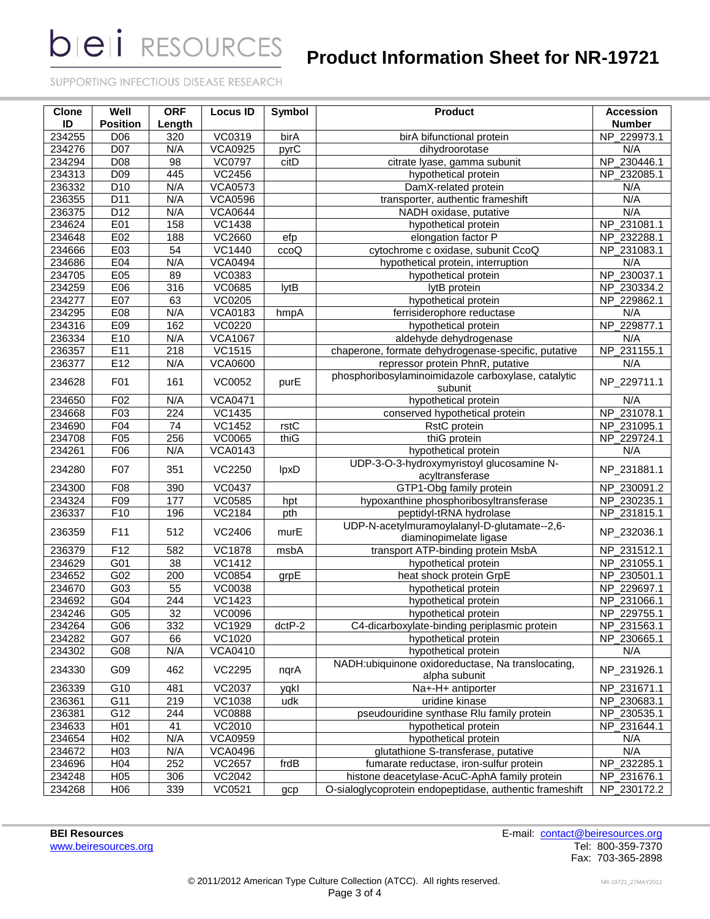| Clone ID | Well Position | ORF Length | Locus ID | Symbol | Product | Accession Number |
|---|---|---|---|---|---|---|
| 234255 | D06 | 320 | VC0319 | birA | birA bifunctional protein | NP_229973.1 |
| 234276 | D07 | N/A | VCA0925 | pyrC | dihydroorotase | N/A |
| 234294 | D08 | 98 | VC0797 | citD | citrate lyase, gamma subunit | NP_230446.1 |
| 234313 | D09 | 445 | VC2456 | | hypothetical protein | NP_232085.1 |
| 236332 | D10 | N/A | VCA0573 | | DamX-related protein | N/A |
| 236355 | D11 | N/A | VCA0596 | | transporter, authentic frameshift | N/A |
| 236375 | D12 | N/A | VCA0644 | | NADH oxidase, putative | N/A |
| 234624 | E01 | 158 | VC1438 | | hypothetical protein | NP_231081.1 |
| 234648 | E02 | 188 | VC2660 | efp | elongation factor P | NP_232288.1 |
| 234666 | E03 | 54 | VC1440 | ccoQ | cytochrome c oxidase, subunit CcoQ | NP_231083.1 |
| 234686 | E04 | N/A | VCA0494 | | hypothetical protein, interruption | N/A |
| 234705 | E05 | 89 | VC0383 | | hypothetical protein | NP_230037.1 |
| 234259 | E06 | 316 | VC0685 | lytB | lytB protein | NP_230334.2 |
| 234277 | E07 | 63 | VC0205 | | hypothetical protein | NP_229862.1 |
| 234295 | E08 | N/A | VCA0183 | hmpA | ferrisiderophore reductase | N/A |
| 234316 | E09 | 162 | VC0220 | | hypothetical protein | NP_229877.1 |
| 236334 | E10 | N/A | VCA1067 | | aldehyde dehydrogenase | N/A |
| 236357 | E11 | 218 | VC1515 | | chaperone, formate dehydrogenase-specific, putative | NP_231155.1 |
| 236377 | E12 | N/A | VCA0600 | | repressor protein PhnR, putative | N/A |
| 234628 | F01 | 161 | VC0052 | purE | phosphoribosylaminoimidazole carboxylase, catalytic subunit | NP_229711.1 |
| 234650 | F02 | N/A | VCA0471 | | hypothetical protein | N/A |
| 234668 | F03 | 224 | VC1435 | | conserved hypothetical protein | NP_231078.1 |
| 234690 | F04 | 74 | VC1452 | rstC | RstC protein | NP_231095.1 |
| 234708 | F05 | 256 | VC0065 | thiG | thiG protein | NP_229724.1 |
| 234261 | F06 | N/A | VCA0143 | | hypothetical protein | N/A |
| 234280 | F07 | 351 | VC2250 | lpxD | UDP-3-O-3-hydroxymyristoyl glucosamine N-acyltransferase | NP_231881.1 |
| 234300 | F08 | 390 | VC0437 | | GTP1-Obg family protein | NP_230091.2 |
| 234324 | F09 | 177 | VC0585 | hpt | hypoxanthine phosphoribosyltransferase | NP_230235.1 |
| 236337 | F10 | 196 | VC2184 | pth | peptidyl-tRNA hydrolase | NP_231815.1 |
| 236359 | F11 | 512 | VC2406 | murE | UDP-N-acetylmuramoylalanyl-D-glutamate--2,6-diaminopimelate ligase | NP_232036.1 |
| 236379 | F12 | 582 | VC1878 | msbA | transport ATP-binding protein MsbA | NP_231512.1 |
| 234629 | G01 | 38 | VC1412 | | hypothetical protein | NP_231055.1 |
| 234652 | G02 | 200 | VC0854 | grpE | heat shock protein GrpE | NP_230501.1 |
| 234670 | G03 | 55 | VC0038 | | hypothetical protein | NP_229697.1 |
| 234692 | G04 | 244 | VC1423 | | hypothetical protein | NP_231066.1 |
| 234246 | G05 | 32 | VC0096 | | hypothetical protein | NP_229755.1 |
| 234264 | G06 | 332 | VC1929 | dctP-2 | C4-dicarboxylate-binding periplasmic protein | NP_231563.1 |
| 234282 | G07 | 66 | VC1020 | | hypothetical protein | NP_230665.1 |
| 234302 | G08 | N/A | VCA0410 | | hypothetical protein | N/A |
| 234330 | G09 | 462 | VC2295 | nqrA | NADH:ubiquinone oxidoreductase, Na translocating, alpha subunit | NP_231926.1 |
| 236339 | G10 | 481 | VC2037 | yqkI | Na+-H+ antiporter | NP_231671.1 |
| 236361 | G11 | 219 | VC1038 | udk | uridine kinase | NP_230683.1 |
| 236381 | G12 | 244 | VC0888 | | pseudouridine synthase Rlu family protein | NP_230535.1 |
| 234633 | H01 | 41 | VC2010 | | hypothetical protein | NP_231644.1 |
| 234654 | H02 | N/A | VCA0959 | | hypothetical protein | N/A |
| 234672 | H03 | N/A | VCA0496 | | glutathione S-transferase, putative | N/A |
| 234696 | H04 | 252 | VC2657 | frdB | fumarate reductase, iron-sulfur protein | NP_232285.1 |
| 234248 | H05 | 306 | VC2042 | | histone deacetylase-AcuC-AphA family protein | NP_231676.1 |
| 234268 | H06 | 339 | VC0521 | gcp | O-sialoglycoprotein endopeptidase, authentic frameshift | NP_230172.2 |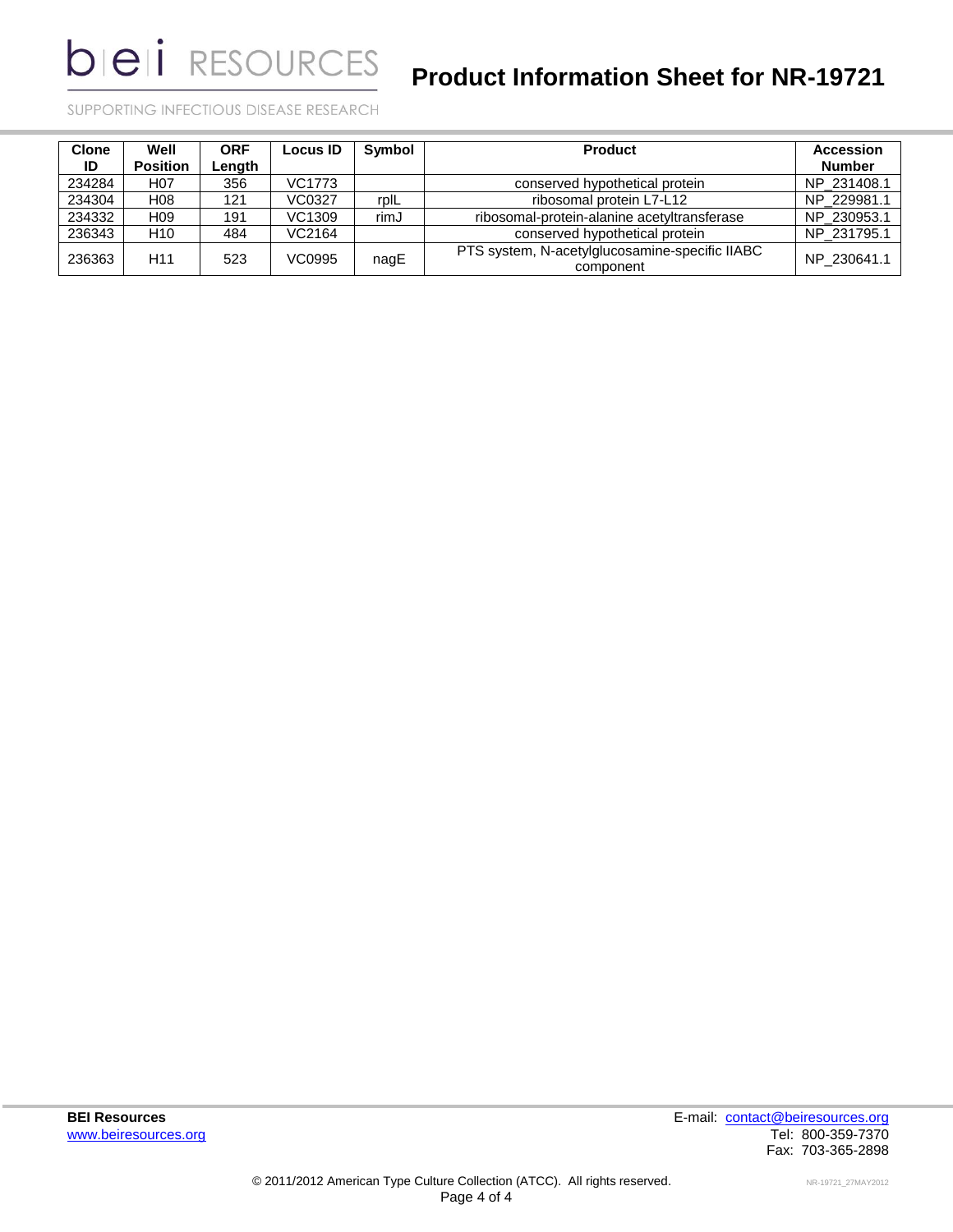| Clone ID | Well Position | ORF Length | Locus ID | Symbol | Product | Accession Number |
|---|---|---|---|---|---|---|
| 234284 | H07 | 356 | VC1773 | | conserved hypothetical protein | NP_231408.1 |
| 234304 | H08 | 121 | VC0327 | rplL | ribosomal protein L7-L12 | NP_229981.1 |
| 234332 | H09 | 191 | VC1309 | rimJ | ribosomal-protein-alanine acetyltransferase | NP_230953.1 |
| 236343 | H10 | 484 | VC2164 | | conserved hypothetical protein | NP_231795.1 |
| 236363 | H11 | 523 | VC0995 | nagE | PTS system, N-acetylglucosamine-specific IIABC component | NP_230641.1 |

**BEI Resources**
www.beiresources.org

E-mail: contact@beiresources.org
Tel: 800-359-7370
Fax: 703-365-2898

© 2011/2012 American Type Culture Collection (ATCC). All rights reserved.

NR-19721_27MAY2012